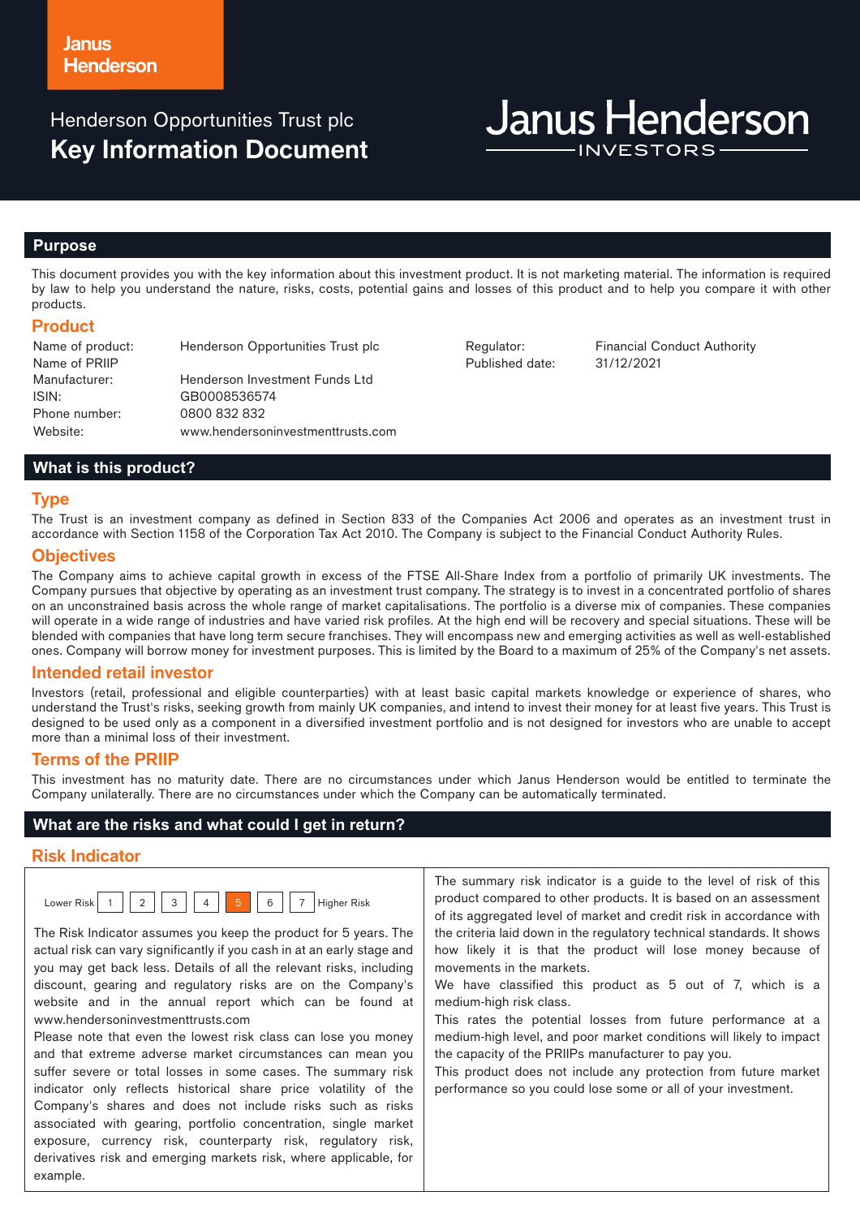Janus Henderson

Henderson Opportunities Trust plc

# Key Information Document

Janus Henderson INVESTORS

## Purpose

This document provides you with the key information about this investment product. It is not marketing material. The information is required by law to help you understand the nature, risks, costs, potential gains and losses of this product and to help you compare it with other products.

### Product

| | | | |
|---|---|---|---|
| Name of product: Name of PRIIP | Henderson Opportunities Trust plc | Regulator: | Financial Conduct Authority |
| Manufacturer: | Henderson Investment Funds Ltd | Published date: | 31/12/2021 |
| ISIN: | GB0008536574 | | |
| Phone number: | 0800 832 832 | | |
| Website: | www.hendersoninvestmenttrusts.com | | |

## What is this product?

### Type

The Trust is an investment company as defined in Section 833 of the Companies Act 2006 and operates as an investment trust in accordance with Section 1158 of the Corporation Tax Act 2010. The Company is subject to the Financial Conduct Authority Rules.

### Objectives

The Company aims to achieve capital growth in excess of the FTSE All-Share Index from a portfolio of primarily UK investments. The Company pursues that objective by operating as an investment trust company. The strategy is to invest in a concentrated portfolio of shares on an unconstrained basis across the whole range of market capitalisations. The portfolio is a diverse mix of companies. These companies will operate in a wide range of industries and have varied risk profiles. At the high end will be recovery and special situations. These will be blended with companies that have long term secure franchises. They will encompass new and emerging activities as well as well-established ones. Company will borrow money for investment purposes. This is limited by the Board to a maximum of 25% of the Company's net assets.

### Intended retail investor

Investors (retail, professional and eligible counterparties) with at least basic capital markets knowledge or experience of shares, who understand the Trust's risks, seeking growth from mainly UK companies, and intend to invest their money for at least five years. This Trust is designed to be used only as a component in a diversified investment portfolio and is not designed for investors who are unable to accept more than a minimal loss of their investment.

### Terms of the PRIIP

This investment has no maturity date. There are no circumstances under which Janus Henderson would be entitled to terminate the Company unilaterally. There are no circumstances under which the Company can be automatically terminated.

## What are the risks and what could I get in return?

### Risk Indicator

Lower Risk 1 2 3 4 **5** 6 7 Higher Risk

The Risk Indicator assumes you keep the product for 5 years. The actual risk can vary significantly if you cash in at an early stage and you may get back less. Details of all the relevant risks, including discount, gearing and regulatory risks are on the Company's website and in the annual report which can be found at www.hendersoninvestmenttrusts.com

Please note that even the lowest risk class can lose you money and that extreme adverse market circumstances can mean you suffer severe or total losses in some cases. The summary risk indicator only reflects historical share price volatility of the Company's shares and does not include risks such as risks associated with gearing, portfolio concentration, single market exposure, currency risk, counterparty risk, regulatory risk, derivatives risk and emerging markets risk, where applicable, for example.

The summary risk indicator is a guide to the level of risk of this product compared to other products. It is based on an assessment of its aggregated level of market and credit risk in accordance with the criteria laid down in the regulatory technical standards. It shows how likely it is that the product will lose money because of movements in the markets.

We have classified this product as 5 out of 7, which is a medium-high risk class.

This rates the potential losses from future performance at a medium-high level, and poor market conditions will likely to impact the capacity of the PRIIPs manufacturer to pay you.

This product does not include any protection from future market performance so you could lose some or all of your investment.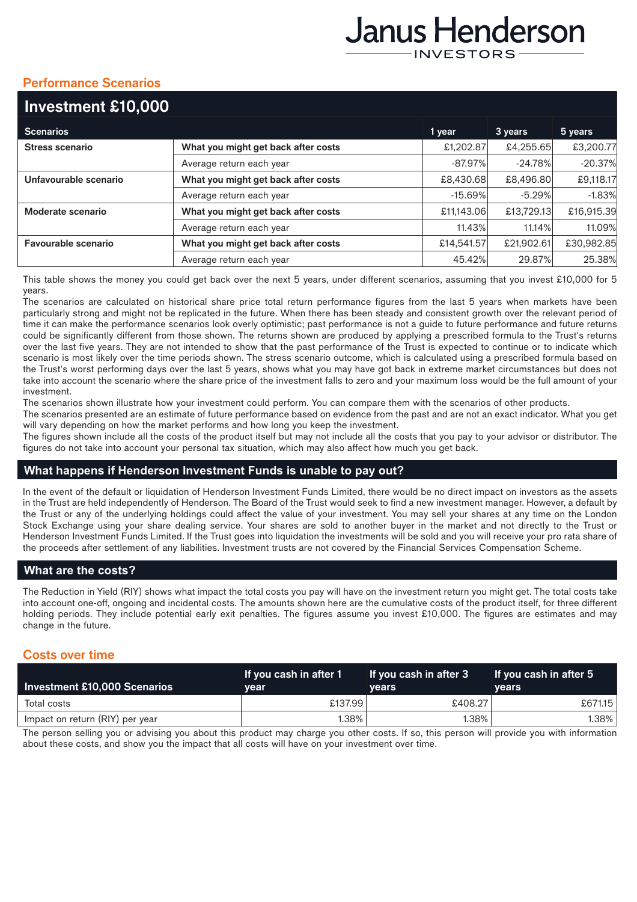## Performance Scenarios

| Investment £10,000 | | | | |
|---|---|---|---|---|
| **Scenarios** | | **1 year** | **3 years** | **5 years** |
| **Stress scenario** | **What you might get back after costs** | £1,202.87 | £4,255.65 | £3,200.77 |
| | Average return each year | -87.97% | -24.78% | -20.37% |
| **Unfavourable scenario** | **What you might get back after costs** | £8,430.68 | £8,496.80 | £9,118.17 |
| | Average return each year | -15.69% | -5.29% | -1.83% |
| **Moderate scenario** | **What you might get back after costs** | £11,143.06 | £13,729.13 | £16,915.39 |
| | Average return each year | 11.43% | 11.14% | 11.09% |
| **Favourable scenario** | **What you might get back after costs** | £14,541.57 | £21,902.61 | £30,982.85 |
| | Average return each year | 45.42% | 29.87% | 25.38% |

This table shows the money you could get back over the next 5 years, under different scenarios, assuming that you invest £10,000 for 5 years.

The scenarios are calculated on historical share price total return performance figures from the last 5 years when markets have been particularly strong and might not be replicated in the future. When there has been steady and consistent growth over the relevant period of time it can make the performance scenarios look overly optimistic; past performance is not a guide to future performance and future returns could be significantly different from those shown. The returns shown are produced by applying a prescribed formula to the Trust's returns over the last five years. They are not intended to show that the past performance of the Trust is expected to continue or to indicate which scenario is most likely over the time periods shown. The stress scenario outcome, which is calculated using a prescribed formula based on the Trust's worst performing days over the last 5 years, shows what you may have got back in extreme market circumstances but does not take into account the scenario where the share price of the investment falls to zero and your maximum loss would be the full amount of your investment.

The scenarios shown illustrate how your investment could perform. You can compare them with the scenarios of other products.

The scenarios presented are an estimate of future performance based on evidence from the past and are not an exact indicator. What you get will vary depending on how the market performs and how long you keep the investment.

The figures shown include all the costs of the product itself but may not include all the costs that you pay to your advisor or distributor. The figures do not take into account your personal tax situation, which may also affect how much you get back.

## What happens if Henderson Investment Funds is unable to pay out?

In the event of the default or liquidation of Henderson Investment Funds Limited, there would be no direct impact on investors as the assets in the Trust are held independently of Henderson. The Board of the Trust would seek to find a new investment manager. However, a default by the Trust or any of the underlying holdings could affect the value of your investment. You may sell your shares at any time on the London Stock Exchange using your share dealing service. Your shares are sold to another buyer in the market and not directly to the Trust or Henderson Investment Funds Limited. If the Trust goes into liquidation the investments will be sold and you will receive your pro rata share of the proceeds after settlement of any liabilities. Investment trusts are not covered by the Financial Services Compensation Scheme.

## What are the costs?

The Reduction in Yield (RIY) shows what impact the total costs you pay will have on the investment return you might get. The total costs take into account one-off, ongoing and incidental costs. The amounts shown here are the cumulative costs of the product itself, for three different holding periods. They include potential early exit penalties. The figures assume you invest £10,000. The figures are estimates and may change in the future.

## Costs over time

| Investment £10,000 Scenarios | If you cash in after 1 year | If you cash in after 3 years | If you cash in after 5 years |
|---|---|---|---|
| Total costs | £137.99 | £408.27 | £671.15 |
| Impact on return (RIY) per year | 1.38% | 1.38% | 1.38% |

The person selling you or advising you about this product may charge you other costs. If so, this person will provide you with information about these costs, and show you the impact that all costs will have on your investment over time.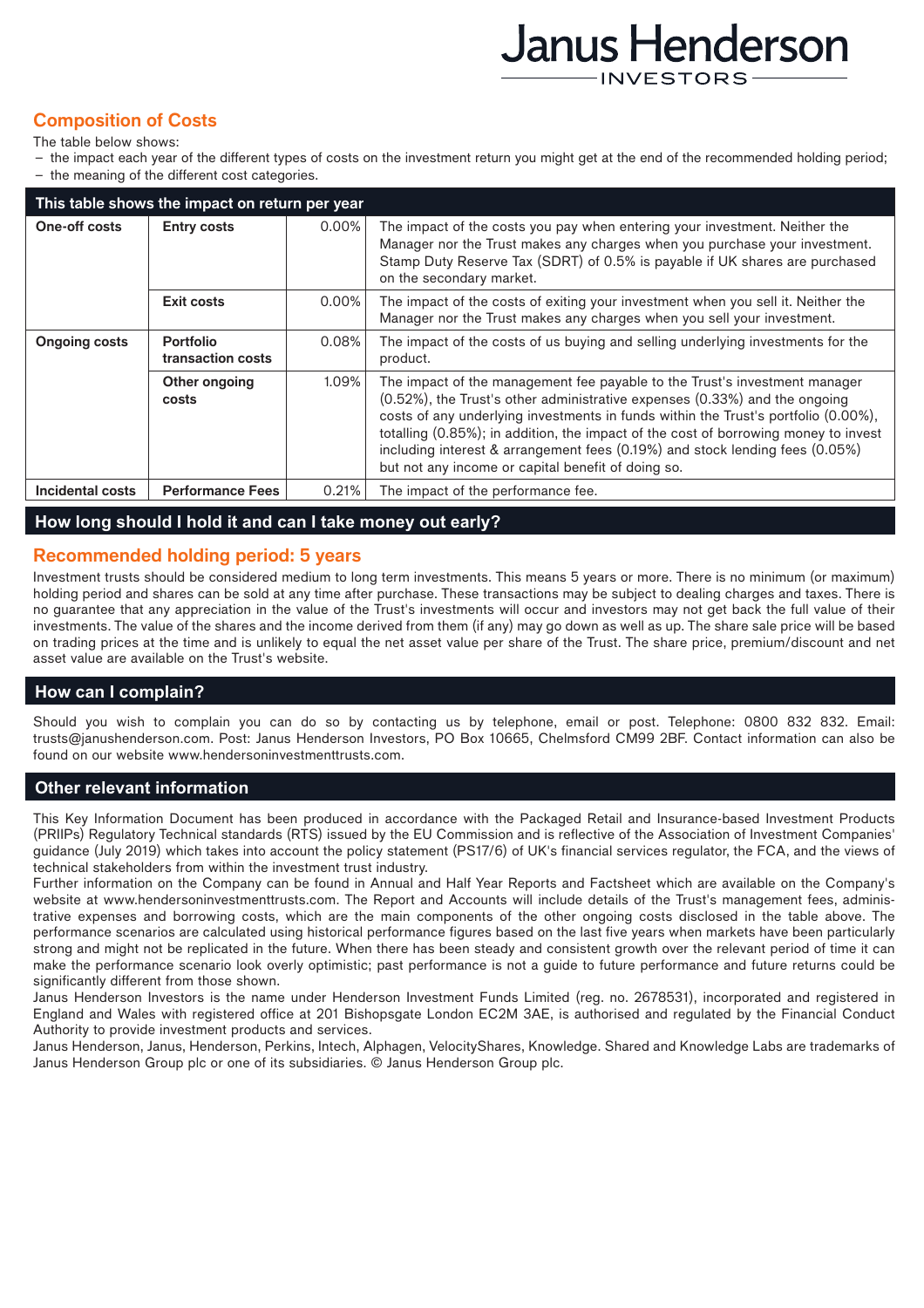## Composition of Costs

The table below shows:

- the impact each year of the different types of costs on the investment return you might get at the end of the recommended holding period;
- the meaning of the different cost categories.

| This table shows the impact on return per year | | | |
|---|---|---|---|
| **One-off costs** | **Entry costs** | 0.00% | The impact of the costs you pay when entering your investment. Neither the Manager nor the Trust makes any charges when you purchase your investment. Stamp Duty Reserve Tax (SDRT) of 0.5% is payable if UK shares are purchased on the secondary market. |
| | **Exit costs** | 0.00% | The impact of the costs of exiting your investment when you sell it. Neither the Manager nor the Trust makes any charges when you sell your investment. |
| **Ongoing costs** | **Portfolio transaction costs** | 0.08% | The impact of the costs of us buying and selling underlying investments for the product. |
| | **Other ongoing costs** | 1.09% | The impact of the management fee payable to the Trust's investment manager (0.52%), the Trust's other administrative expenses (0.33%) and the ongoing costs of any underlying investments in funds within the Trust's portfolio (0.00%), totalling (0.85%); in addition, the impact of the cost of borrowing money to invest including interest & arrangement fees (0.19%) and stock lending fees (0.05%) but not any income or capital benefit of doing so. |
| **Incidental costs** | **Performance Fees** | 0.21% | The impact of the performance fee. |

## How long should I hold it and can I take money out early?

### Recommended holding period: 5 years

Investment trusts should be considered medium to long term investments. This means 5 years or more. There is no minimum (or maximum) holding period and shares can be sold at any time after purchase. These transactions may be subject to dealing charges and taxes. There is no guarantee that any appreciation in the value of the Trust's investments will occur and investors may not get back the full value of their investments. The value of the shares and the income derived from them (if any) may go down as well as up. The share sale price will be based on trading prices at the time and is unlikely to equal the net asset value per share of the Trust. The share price, premium/discount and net asset value are available on the Trust's website.

## How can I complain?

Should you wish to complain you can do so by contacting us by telephone, email or post. Telephone: 0800 832 832. Email: trusts@janushenderson.com. Post: Janus Henderson Investors, PO Box 10665, Chelmsford CM99 2BF. Contact information can also be found on our website www.hendersoninvestmenttrusts.com.

## Other relevant information

This Key Information Document has been produced in accordance with the Packaged Retail and Insurance-based Investment Products (PRIIPs) Regulatory Technical standards (RTS) issued by the EU Commission and is reflective of the Association of Investment Companies' guidance (July 2019) which takes into account the policy statement (PS17/6) of UK's financial services regulator, the FCA, and the views of technical stakeholders from within the investment trust industry.

Further information on the Company can be found in Annual and Half Year Reports and Factsheet which are available on the Company's website at www.hendersoninvestmenttrusts.com. The Report and Accounts will include details of the Trust's management fees, administrative expenses and borrowing costs, which are the main components of the other ongoing costs disclosed in the table above. The performance scenarios are calculated using historical performance figures based on the last five years when markets have been particularly strong and might not be replicated in the future. When there has been steady and consistent growth over the relevant period of time it can make the performance scenario look overly optimistic; past performance is not a guide to future performance and future returns could be significantly different from those shown.

Janus Henderson Investors is the name under Henderson Investment Funds Limited (reg. no. 2678531), incorporated and registered in England and Wales with registered office at 201 Bishopsgate London EC2M 3AE, is authorised and regulated by the Financial Conduct Authority to provide investment products and services.

Janus Henderson, Janus, Henderson, Perkins, Intech, Alphagen, VelocityShares, Knowledge. Shared and Knowledge Labs are trademarks of Janus Henderson Group plc or one of its subsidiaries. © Janus Henderson Group plc.